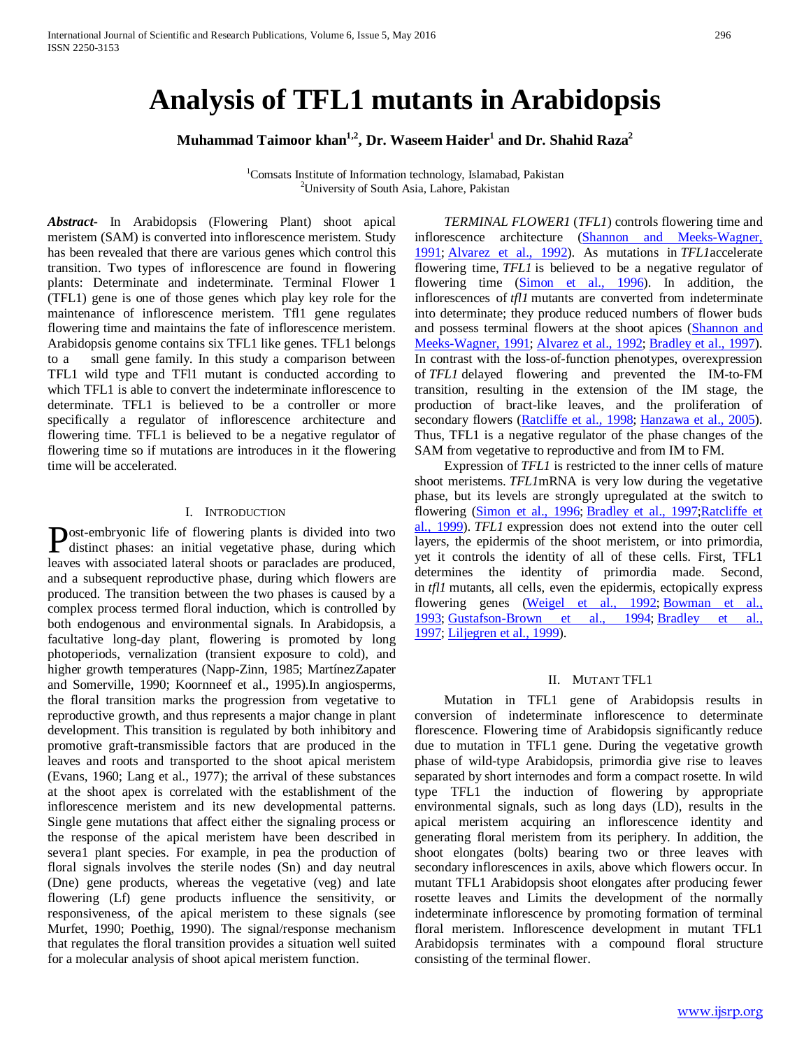# Analysis of TFL1 mutants in Arabidopsis

**Muhammad Taimoor khan[1,2], Dr. Waseem Haider[1] and Dr. Shahid Raza[2]**

[1]Comsats Institute of Information technology, Islamabad, Pakistan
[2]University of South Asia, Lahore, Pakistan

***Abstract-*** In Arabidopsis (Flowering Plant) shoot apical meristem (SAM) is converted into inflorescence meristem. Study has been revealed that there are various genes which control this transition. Two types of inflorescence are found in flowering plants: Determinate and indeterminate. Terminal Flower 1 (TFL1) gene is one of those genes which play key role for the maintenance of inflorescence meristem. Tfl1 gene regulates flowering time and maintains the fate of inflorescence meristem. Arabidopsis genome contains six TFL1 like genes. TFL1 belongs to a small gene family. In this study a comparison between TFL1 wild type and TFl1 mutant is conducted according to which TFL1 is able to convert the indeterminate inflorescence to determinate. TFL1 is believed to be a controller or more specifically a regulator of inflorescence architecture and flowering time. TFL1 is believed to be a negative regulator of flowering time so if mutations are introduces in it the flowering time will be accelerated.

## I. Introduction

Post-embryonic life of flowering plants is divided into two distinct phases: an initial vegetative phase, during which leaves with associated lateral shoots or paraclades are produced, and a subsequent reproductive phase, during which flowers are produced. The transition between the two phases is caused by a complex process termed floral induction, which is controlled by both endogenous and environmental signals. In Arabidopsis, a facultative long-day plant, flowering is promoted by long photoperiods, vernalization (transient exposure to cold), and higher growth temperatures (Napp-Zinn, 1985; MartínezZapater and Somerville, 1990; Koornneef et al., 1995).In angiosperms, the floral transition marks the progression from vegetative to reproductive growth, and thus represents a major change in plant development. This transition is regulated by both inhibitory and promotive graft-transmissible factors that are produced in the leaves and roots and transported to the shoot apical meristem (Evans, 1960; Lang et al., 1977); the arrival of these substances at the shoot apex is correlated with the establishment of the inflorescence meristem and its new developmental patterns. Single gene mutations that affect either the signaling process or the response of the apical meristem have been described in severa1 plant species. For example, in pea the production of floral signals involves the sterile nodes (Sn) and day neutral (Dne) gene products, whereas the vegetative (veg) and late flowering (Lf) gene products influence the sensitivity, or responsiveness, of the apical meristem to these signals (see Murfet, 1990; Poethig, 1990). The signal/response mechanism that regulates the floral transition provides a situation well suited for a molecular analysis of shoot apical meristem function.

*TERMINAL FLOWER1* (*TFL1*) controls flowering time and inflorescence architecture (Shannon and Meeks-Wagner, 1991; Alvarez et al., 1992). As mutations in *TFL1*accelerate flowering time, *TFL1* is believed to be a negative regulator of flowering time (Simon et al., 1996). In addition, the inflorescences of *tfl1* mutants are converted from indeterminate into determinate; they produce reduced numbers of flower buds and possess terminal flowers at the shoot apices (Shannon and Meeks-Wagner, 1991; Alvarez et al., 1992; Bradley et al., 1997). In contrast with the loss-of-function phenotypes, overexpression of *TFL1* delayed flowering and prevented the IM-to-FM transition, resulting in the extension of the IM stage, the production of bract-like leaves, and the proliferation of secondary flowers (Ratcliffe et al., 1998; Hanzawa et al., 2005). Thus, TFL1 is a negative regulator of the phase changes of the SAM from vegetative to reproductive and from IM to FM.

Expression of *TFL1* is restricted to the inner cells of mature shoot meristems. *TFL1*mRNA is very low during the vegetative phase, but its levels are strongly upregulated at the switch to flowering (Simon et al., 1996; Bradley et al., 1997;Ratcliffe et al., 1999). *TFL1* expression does not extend into the outer cell layers, the epidermis of the shoot meristem, or into primordia, yet it controls the identity of all of these cells. First, TFL1 determines the identity of primordia made. Second, in *tfl1* mutants, all cells, even the epidermis, ectopically express flowering genes (Weigel et al., 1992; Bowman et al., 1993; Gustafson-Brown et al., 1994; Bradley et al., 1997; Liljegren et al., 1999).

## II. Mutant TFL1

Mutation in TFL1 gene of Arabidopsis results in conversion of indeterminate inflorescence to determinate florescence. Flowering time of Arabidopsis significantly reduce due to mutation in TFL1 gene. During the vegetative growth phase of wild-type Arabidopsis, primordia give rise to leaves separated by short internodes and form a compact rosette. In wild type TFL1 the induction of flowering by appropriate environmental signals, such as long days (LD), results in the apical meristem acquiring an inflorescence identity and generating floral meristem from its periphery. In addition, the shoot elongates (bolts) bearing two or three leaves with secondary inflorescences in axils, above which flowers occur. In mutant TFL1 Arabidopsis shoot elongates after producing fewer rosette leaves and Limits the development of the normally indeterminate inflorescence by promoting formation of terminal floral meristem. Inflorescence development in mutant TFL1 Arabidopsis terminates with a compound floral structure consisting of the terminal flower.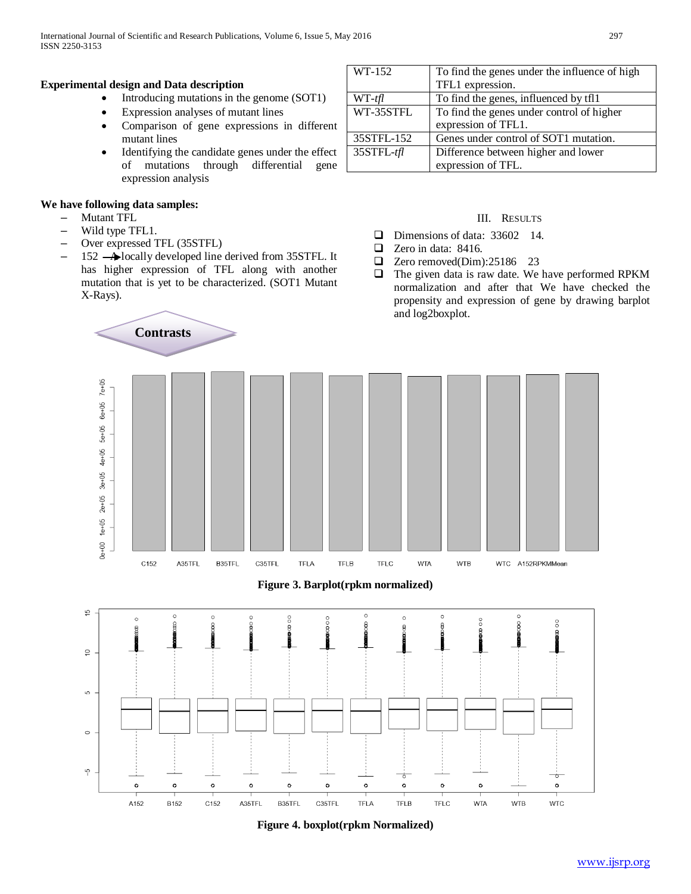**Experimental design and Data description**

- Introducing mutations in the genome (SOT1)
- Expression analyses of mutant lines
- Comparison of gene expressions in different mutant lines
- Identifying the candidate genes under the effect of mutations through differential gene expression analysis

**We have following data samples:**

- Mutant TFL
- Wild type TFL1.
- Over expressed TFL (35STFL)
- 152 → A locally developed line derived from 35STFL. It has higher expression of TFL along with another mutation that is yet to be characterized. (SOT1 Mutant X-Rays).

**Contrasts**

| WT-152 | To find the genes under the influence of high TFL1 expression. |
|---|---|
| WT-*tfl* | To find the genes, influenced by tfl1 |
| WT-35STFL | To find the genes under control of higher expression of TFL1. |
| 35STFL-152 | Genes under control of SOT1 mutation. |
| 35STFL-*tfl* | Difference between higher and lower expression of TFL. |

## III. Results

- Dimensions of data: 33602 14.
- Zero in data: 8416.
- Zero removed(Dim):25186 23
- The given data is raw date. We have performed RPKM normalization and after that We have checked the propensity and expression of gene by drawing barplot and log2boxplot.

**Figure 3. Barplot(rpkm normalized)**

**Figure 4. boxplot(rpkm Normalized)**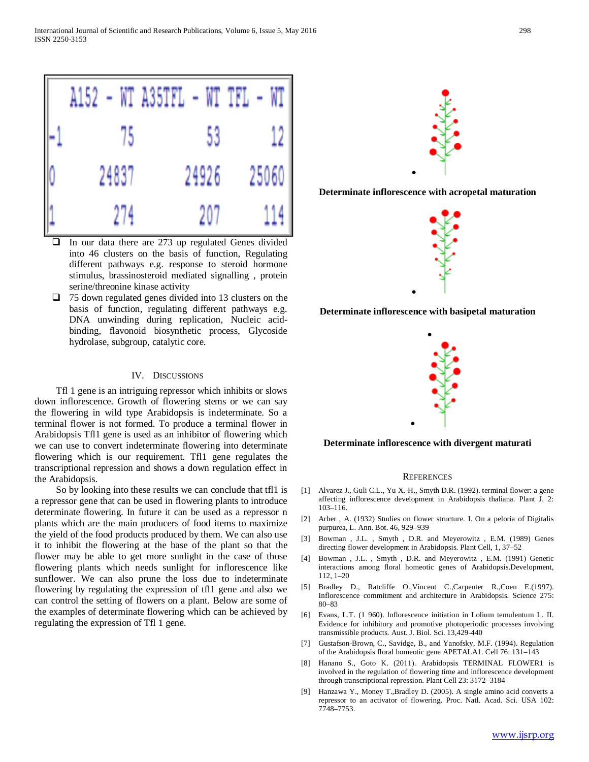| | A152 - WT | A35TFL - WT | TFL - WT |
|---|---|---|---|
| -1 | 75 | 53 | 12 |
| 0 | 24837 | 24926 | 25060 |
| 1 | 274 | 207 | 114 |

- In our data there are 273 up regulated Genes divided into 46 clusters on the basis of function, Regulating different pathways e.g. response to steroid hormone stimulus, brassinosteroid mediated signalling , protein serine/threonine kinase activity
- 75 down regulated genes divided into 13 clusters on the basis of function, regulating different pathways e.g. DNA unwinding during replication, Nucleic acid-binding, flavonoid biosynthetic process, Glycoside hydrolase, subgroup, catalytic core.

## IV. Discussions

Tfl 1 gene is an intriguing repressor which inhibits or slows down inflorescence. Growth of flowering stems or we can say the flowering in wild type Arabidopsis is indeterminate. So a terminal flower is not formed. To produce a terminal flower in Arabidopsis Tfl1 gene is used as an inhibitor of flowering which we can use to convert indeterminate flowering into determinate flowering which is our requirement. Tfl1 gene regulates the transcriptional repression and shows a down regulation effect in the Arabidopsis.

So by looking into these results we can conclude that tfl1 is a repressor gene that can be used in flowering plants to introduce determinate flowering. In future it can be used as a repressor n plants which are the main producers of food items to maximize the yield of the food products produced by them. We can also use it to inhibit the flowering at the base of the plant so that the flower may be able to get more sunlight in the case of those flowering plants which needs sunlight for inflorescence like sunflower. We can also prune the loss due to indeterminate flowering by regulating the expression of tfl1 gene and also we can control the setting of flowers on a plant. Below are some of the examples of determinate flowering which can be achieved by regulating the expression of Tfl 1 gene.

**Determinate inflorescence with acropetal maturation**

**Determinate inflorescence with basipetal maturation**

**Determinate inflorescence with divergent maturati**

## References

[1] Alvarez J., Guli C.L., Yu X.-H., Smyth D.R. (1992). terminal flower: a gene affecting inflorescence development in Arabidopsis thaliana. Plant J. 2: 103–116.

[2] Arber , A. (1932) Studies on flower structure. I. On a peloria of Digitalis purpurea, L. Ann. Bot. 46, 929–939

[3] Bowman , J.L. , Smyth , D.R. and Meyerowitz , E.M. (1989) Genes directing flower development in Arabidopsis. Plant Cell, 1, 37–52

[4] Bowman , J.L. , Smyth , D.R. and Meyerowitz , E.M. (1991) Genetic interactions among floral homeotic genes of Arabidopsis.Development, 112, 1–20

[5] Bradley D., Ratcliffe O.,Vincent C.,Carpenter R.,Coen E.(1997). Inflorescence commitment and architecture in Arabidopsis. Science 275: 80–83

[6] Evans, L.T. (1 960). lnflorescence initiation in Lolium temulentum L. II. Evidence for inhibitory and promotive photoperiodic processes involving transmissible products. Aust. J. Biol. Sci. 13,429-440

[7] Gustafson-Brown, C., Savidge, B., and Yanofsky, M.F. (1994). Regulation of the Arabidopsis floral homeotic gene APETALA1. Cell 76: 131–143

[8] Hanano S., Goto K. (2011). Arabidopsis TERMINAL FLOWER1 is involved in the regulation of flowering time and inflorescence development through transcriptional repression. Plant Cell 23: 3172–3184

[9] Hanzawa Y., Money T.,Bradley D. (2005). A single amino acid converts a repressor to an activator of flowering. Proc. Natl. Acad. Sci. USA 102: 7748–7753.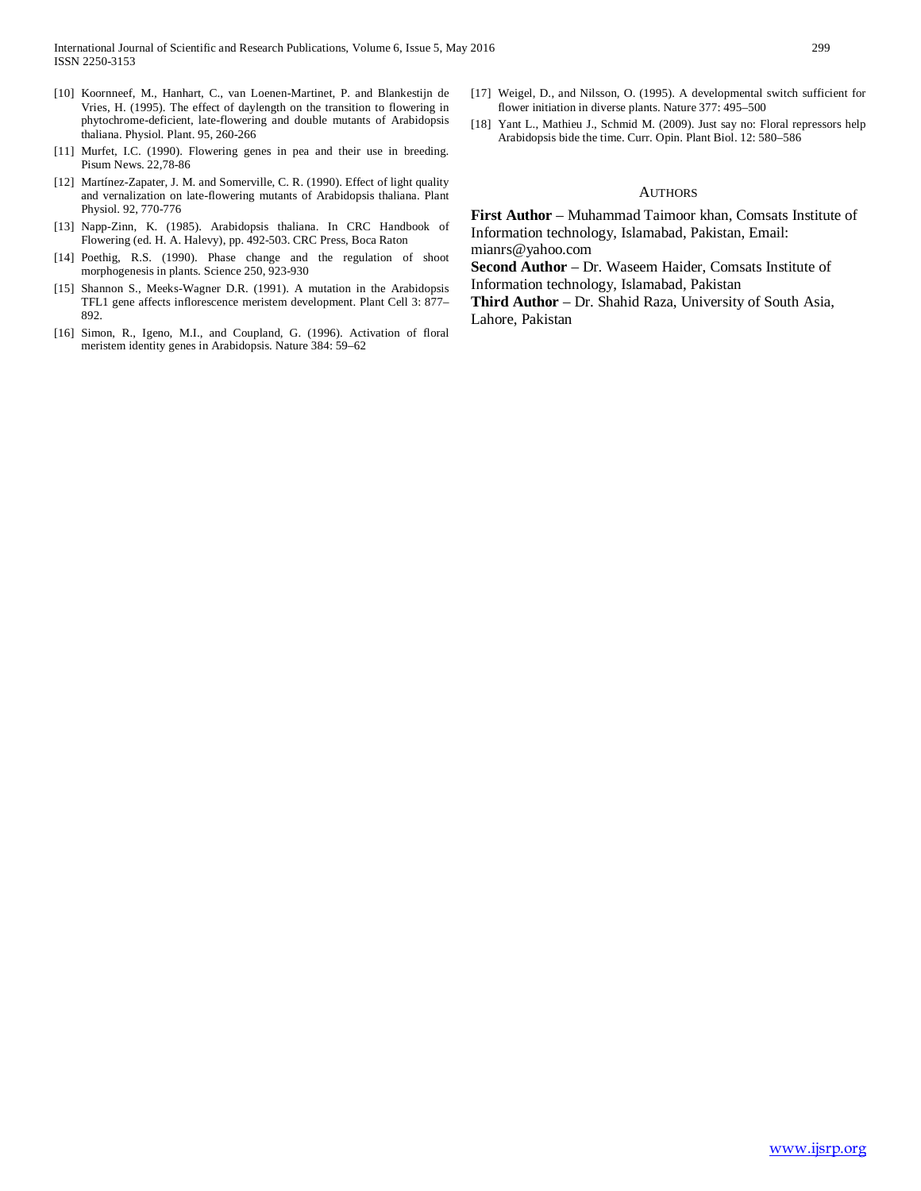[10] Koornneef, M., Hanhart, C., van Loenen-Martinet, P. and Blankestijn de Vries, H. (1995). The effect of daylength on the transition to flowering in phytochrome-deficient, late-flowering and double mutants of Arabidopsis thaliana. Physiol. Plant. 95, 260-266

[11] Murfet, I.C. (1990). Flowering genes in pea and their use in breeding. Pisum News. 22,78-86

[12] Martínez-Zapater, J. M. and Somerville, C. R. (1990). Effect of light quality and vernalization on late-flowering mutants of Arabidopsis thaliana. Plant Physiol. 92, 770-776

[13] Napp-Zinn, K. (1985). Arabidopsis thaliana. In CRC Handbook of Flowering (ed. H. A. Halevy), pp. 492-503. CRC Press, Boca Raton

[14] Poethig, R.S. (1990). Phase change and the regulation of shoot morphogenesis in plants. Science 250, 923-930

[15] Shannon S., Meeks-Wagner D.R. (1991). A mutation in the Arabidopsis TFL1 gene affects inflorescence meristem development. Plant Cell 3: 877–892.

[16] Simon, R., Igeno, M.I., and Coupland, G. (1996). Activation of floral meristem identity genes in Arabidopsis. Nature 384: 59–62

[17] Weigel, D., and Nilsson, O. (1995). A developmental switch sufficient for flower initiation in diverse plants. Nature 377: 495–500

[18] Yant L., Mathieu J., Schmid M. (2009). Just say no: Floral repressors help Arabidopsis bide the time. Curr. Opin. Plant Biol. 12: 580–586

## Authors

**First Author** – Muhammad Taimoor khan, Comsats Institute of Information technology, Islamabad, Pakistan, Email: mianrs@yahoo.com

**Second Author** – Dr. Waseem Haider, Comsats Institute of Information technology, Islamabad, Pakistan

**Third Author** – Dr. Shahid Raza, University of South Asia, Lahore, Pakistan